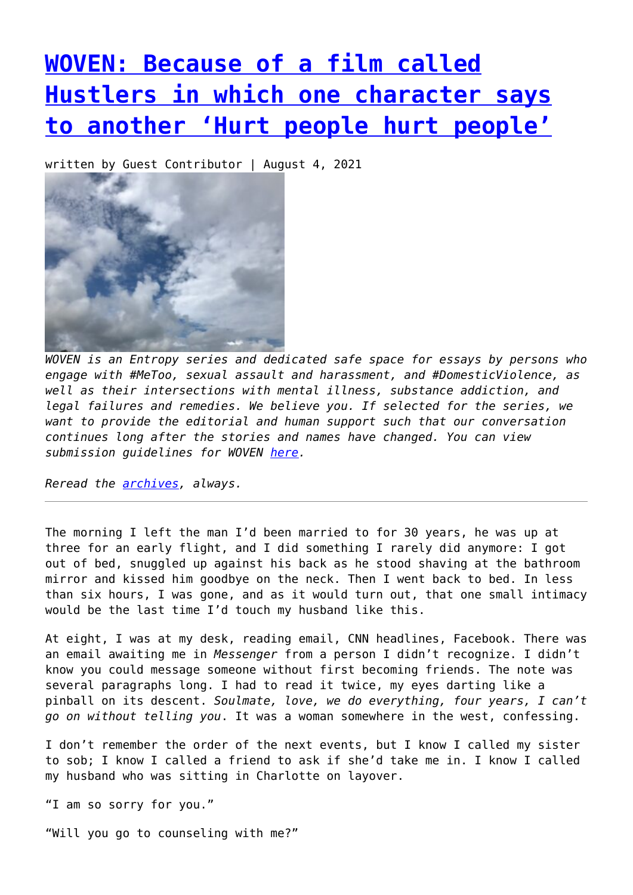# [WOVEN: Because of a film called Hustlers in which one character says to another 'Hurt people hurt people']

written by Guest Contributor | August 4, 2021

*WOVEN is an Entropy series and dedicated safe space for essays by persons who engage with #MeToo, sexual assault and harassment, and #DomesticViolence, as well as their intersections with mental illness, substance addiction, and legal failures and remedies. We believe you. If selected for the series, we want to provide the editorial and human support such that our conversation continues long after the stories and names have changed. You can view submission guidelines for WOVEN [here].*

*Reread the [archives], always.*

---

The morning I left the man I'd been married to for 30 years, he was up at three for an early flight, and I did something I rarely did anymore: I got out of bed, snuggled up against his back as he stood shaving at the bathroom mirror and kissed him goodbye on the neck. Then I went back to bed. In less than six hours, I was gone, and as it would turn out, that one small intimacy would be the last time I'd touch my husband like this.

At eight, I was at my desk, reading email, CNN headlines, Facebook. There was an email awaiting me in *Messenger* from a person I didn't recognize. I didn't know you could message someone without first becoming friends. The note was several paragraphs long. I had to read it twice, my eyes darting like a pinball on its descent. *Soulmate, love, we do everything, four years, I can't go on without telling you*. It was a woman somewhere in the west, confessing.

I don't remember the order of the next events, but I know I called my sister to sob; I know I called a friend to ask if she'd take me in. I know I called my husband who was sitting in Charlotte on layover.

"I am so sorry for you."

"Will you go to counseling with me?"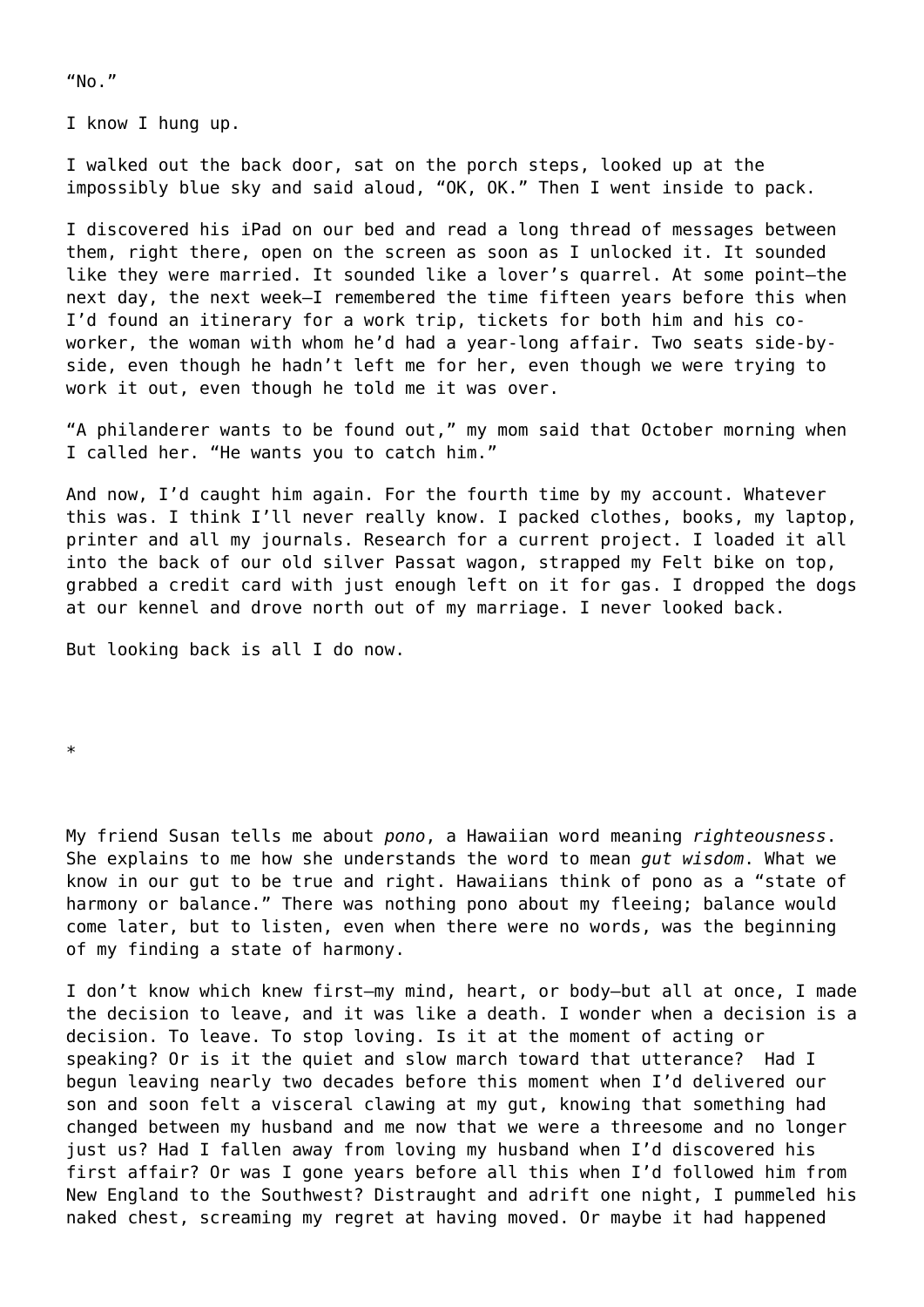"No."

I know I hung up.

I walked out the back door, sat on the porch steps, looked up at the impossibly blue sky and said aloud, "OK, OK." Then I went inside to pack.

I discovered his iPad on our bed and read a long thread of messages between them, right there, open on the screen as soon as I unlocked it. It sounded like they were married. It sounded like a lover's quarrel. At some point—the next day, the next week—I remembered the time fifteen years before this when I'd found an itinerary for a work trip, tickets for both him and his co-worker, the woman with whom he'd had a year-long affair. Two seats side-by-side, even though he hadn't left me for her, even though we were trying to work it out, even though he told me it was over.

"A philanderer wants to be found out," my mom said that October morning when I called her. "He wants you to catch him."

And now, I'd caught him again. For the fourth time by my account. Whatever this was. I think I'll never really know. I packed clothes, books, my laptop, printer and all my journals. Research for a current project. I loaded it all into the back of our old silver Passat wagon, strapped my Felt bike on top, grabbed a credit card with just enough left on it for gas. I dropped the dogs at our kennel and drove north out of my marriage. I never looked back.

But looking back is all I do now.

*

My friend Susan tells me about *pono*, a Hawaiian word meaning *righteousness*. She explains to me how she understands the word to mean *gut wisdom*. What we know in our gut to be true and right. Hawaiians think of pono as a "state of harmony or balance." There was nothing pono about my fleeing; balance would come later, but to listen, even when there were no words, was the beginning of my finding a state of harmony.

I don't know which knew first—my mind, heart, or body—but all at once, I made the decision to leave, and it was like a death. I wonder when a decision is a decision. To leave. To stop loving. Is it at the moment of acting or speaking? Or is it the quiet and slow march toward that utterance? Had I begun leaving nearly two decades before this moment when I'd delivered our son and soon felt a visceral clawing at my gut, knowing that something had changed between my husband and me now that we were a threesome and no longer just us? Had I fallen away from loving my husband when I'd discovered his first affair? Or was I gone years before all this when I'd followed him from New England to the Southwest? Distraught and adrift one night, I pummeled his naked chest, screaming my regret at having moved. Or maybe it had happened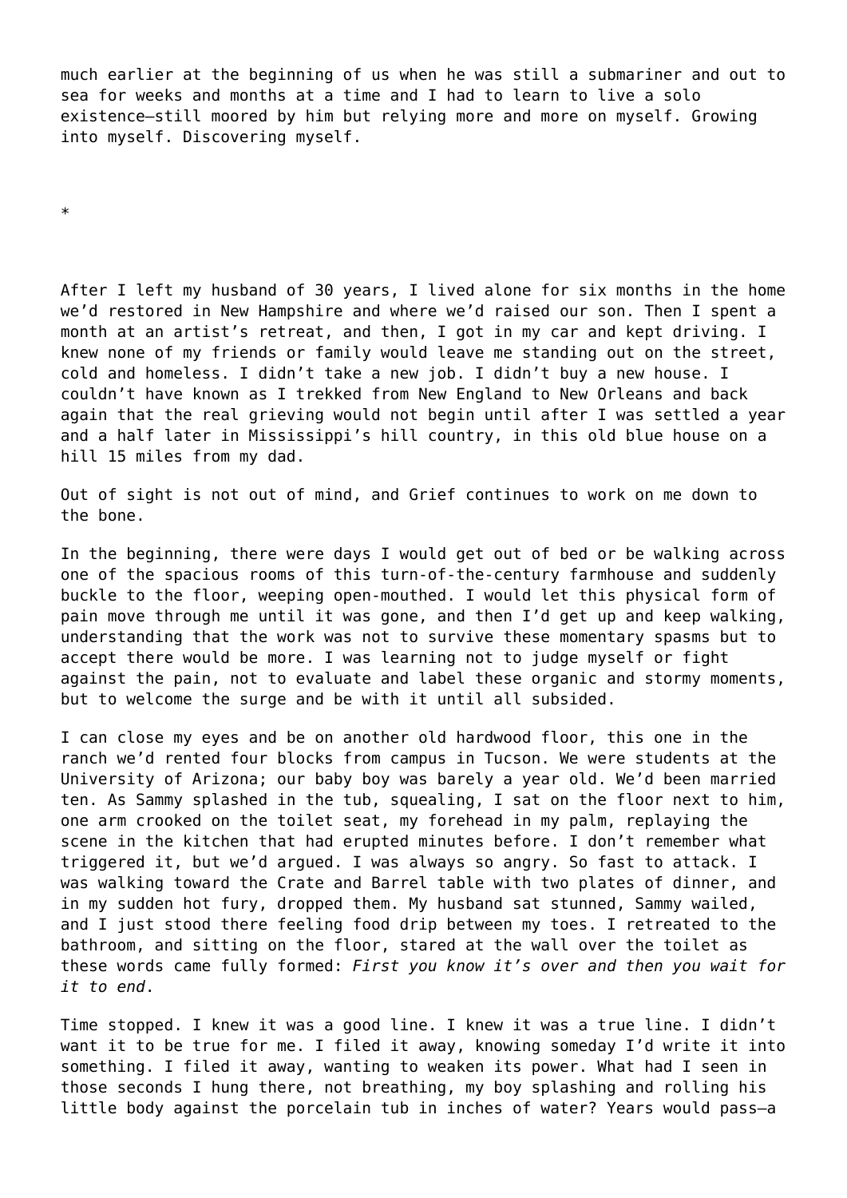much earlier at the beginning of us when he was still a submariner and out to sea for weeks and months at a time and I had to learn to live a solo existence—still moored by him but relying more and more on myself. Growing into myself. Discovering myself.

*

After I left my husband of 30 years, I lived alone for six months in the home we'd restored in New Hampshire and where we'd raised our son. Then I spent a month at an artist's retreat, and then, I got in my car and kept driving. I knew none of my friends or family would leave me standing out on the street, cold and homeless. I didn't take a new job. I didn't buy a new house. I couldn't have known as I trekked from New England to New Orleans and back again that the real grieving would not begin until after I was settled a year and a half later in Mississippi's hill country, in this old blue house on a hill 15 miles from my dad.

Out of sight is not out of mind, and Grief continues to work on me down to the bone.

In the beginning, there were days I would get out of bed or be walking across one of the spacious rooms of this turn-of-the-century farmhouse and suddenly buckle to the floor, weeping open-mouthed. I would let this physical form of pain move through me until it was gone, and then I'd get up and keep walking, understanding that the work was not to survive these momentary spasms but to accept there would be more. I was learning not to judge myself or fight against the pain, not to evaluate and label these organic and stormy moments, but to welcome the surge and be with it until all subsided.

I can close my eyes and be on another old hardwood floor, this one in the ranch we'd rented four blocks from campus in Tucson. We were students at the University of Arizona; our baby boy was barely a year old. We'd been married ten. As Sammy splashed in the tub, squealing, I sat on the floor next to him, one arm crooked on the toilet seat, my forehead in my palm, replaying the scene in the kitchen that had erupted minutes before. I don't remember what triggered it, but we'd argued. I was always so angry. So fast to attack. I was walking toward the Crate and Barrel table with two plates of dinner, and in my sudden hot fury, dropped them. My husband sat stunned, Sammy wailed, and I just stood there feeling food drip between my toes. I retreated to the bathroom, and sitting on the floor, stared at the wall over the toilet as these words came fully formed: *First you know it's over and then you wait for it to end*.

Time stopped. I knew it was a good line. I knew it was a true line. I didn't want it to be true for me. I filed it away, knowing someday I'd write it into something. I filed it away, wanting to weaken its power. What had I seen in those seconds I hung there, not breathing, my boy splashing and rolling his little body against the porcelain tub in inches of water? Years would pass—a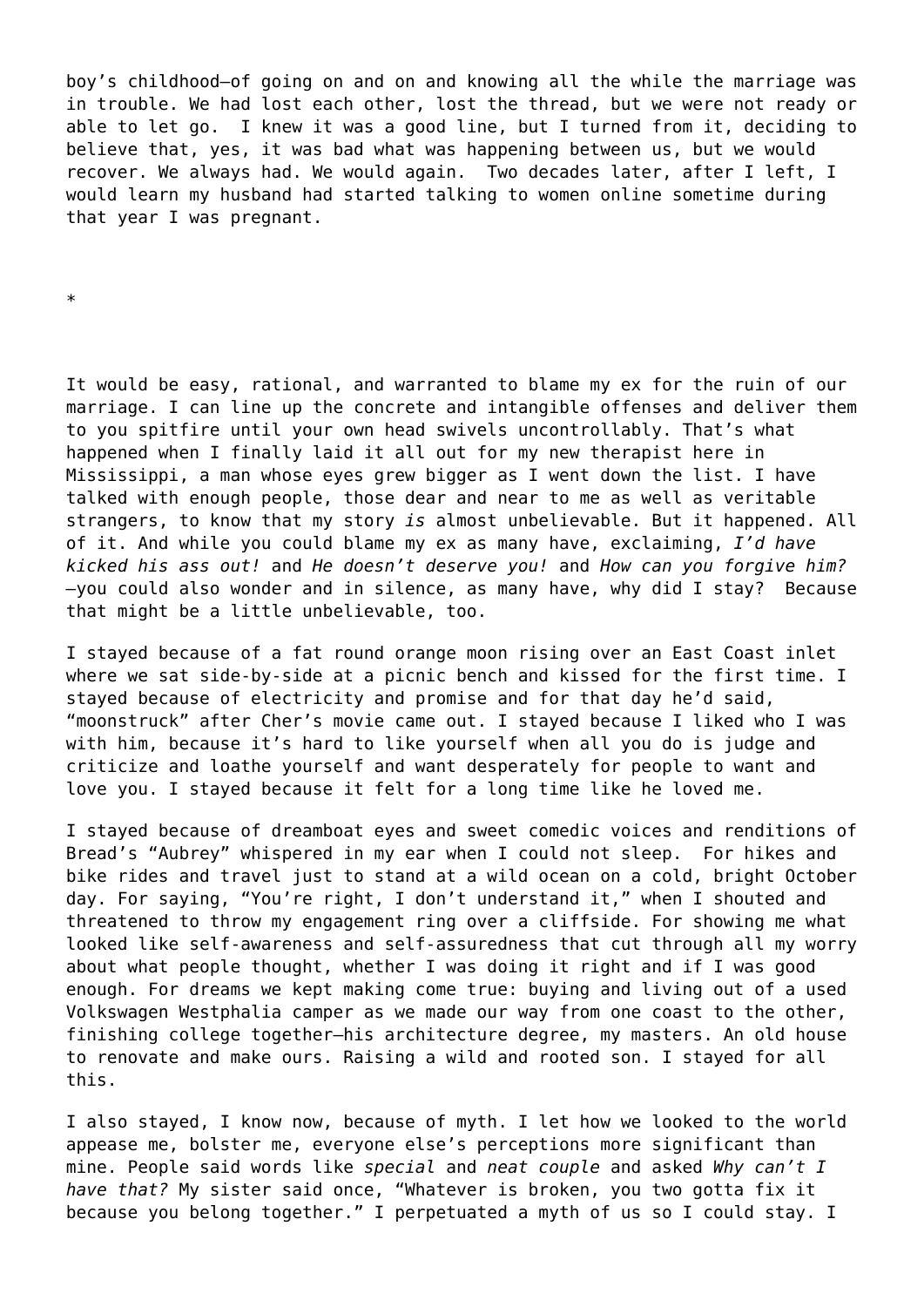boy's childhood—of going on and on and knowing all the while the marriage was in trouble. We had lost each other, lost the thread, but we were not ready or able to let go. I knew it was a good line, but I turned from it, deciding to believe that, yes, it was bad what was happening between us, but we would recover. We always had. We would again. Two decades later, after I left, I would learn my husband had started talking to women online sometime during that year I was pregnant.

*

It would be easy, rational, and warranted to blame my ex for the ruin of our marriage. I can line up the concrete and intangible offenses and deliver them to you spitfire until your own head swivels uncontrollably. That's what happened when I finally laid it all out for my new therapist here in Mississippi, a man whose eyes grew bigger as I went down the list. I have talked with enough people, those dear and near to me as well as veritable strangers, to know that my story *is* almost unbelievable. But it happened. All of it. And while you could blame my ex as many have, exclaiming, *I'd have kicked his ass out!* and *He doesn't deserve you!* and *How can you forgive him?* —you could also wonder and in silence, as many have, why did I stay? Because that might be a little unbelievable, too.

I stayed because of a fat round orange moon rising over an East Coast inlet where we sat side-by-side at a picnic bench and kissed for the first time. I stayed because of electricity and promise and for that day he'd said, "moonstruck" after Cher's movie came out. I stayed because I liked who I was with him, because it's hard to like yourself when all you do is judge and criticize and loathe yourself and want desperately for people to want and love you. I stayed because it felt for a long time like he loved me.

I stayed because of dreamboat eyes and sweet comedic voices and renditions of Bread's "Aubrey" whispered in my ear when I could not sleep. For hikes and bike rides and travel just to stand at a wild ocean on a cold, bright October day. For saying, "You're right, I don't understand it," when I shouted and threatened to throw my engagement ring over a cliffside. For showing me what looked like self-awareness and self-assuredness that cut through all my worry about what people thought, whether I was doing it right and if I was good enough. For dreams we kept making come true: buying and living out of a used Volkswagen Westphalia camper as we made our way from one coast to the other, finishing college together—his architecture degree, my masters. An old house to renovate and make ours. Raising a wild and rooted son. I stayed for all this.

I also stayed, I know now, because of myth. I let how we looked to the world appease me, bolster me, everyone else's perceptions more significant than mine. People said words like *special* and *neat couple* and asked *Why can't I have that?* My sister said once, "Whatever is broken, you two gotta fix it because you belong together." I perpetuated a myth of us so I could stay. I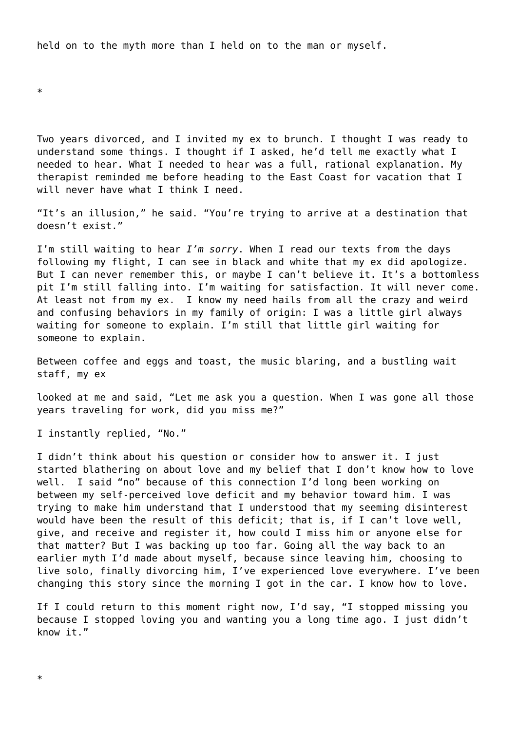held on to the myth more than I held on to the man or myself.

*

Two years divorced, and I invited my ex to brunch. I thought I was ready to understand some things. I thought if I asked, he'd tell me exactly what I needed to hear. What I needed to hear was a full, rational explanation. My therapist reminded me before heading to the East Coast for vacation that I will never have what I think I need.

"It's an illusion," he said. "You're trying to arrive at a destination that doesn't exist."

I'm still waiting to hear *I'm sorry*. When I read our texts from the days following my flight, I can see in black and white that my ex did apologize. But I can never remember this, or maybe I can't believe it. It's a bottomless pit I'm still falling into. I'm waiting for satisfaction. It will never come. At least not from my ex. I know my need hails from all the crazy and weird and confusing behaviors in my family of origin: I was a little girl always waiting for someone to explain. I'm still that little girl waiting for someone to explain.

Between coffee and eggs and toast, the music blaring, and a bustling wait staff, my ex looked at me and said, "Let me ask you a question. When I was gone all those years traveling for work, did you miss me?"

I instantly replied, "No."

I didn't think about his question or consider how to answer it. I just started blathering on about love and my belief that I don't know how to love well. I said "no" because of this connection I'd long been working on between my self-perceived love deficit and my behavior toward him. I was trying to make him understand that I understood that my seeming disinterest would have been the result of this deficit; that is, if I can't love well, give, and receive and register it, how could I miss him or anyone else for that matter? But I was backing up too far. Going all the way back to an earlier myth I'd made about myself, because since leaving him, choosing to live solo, finally divorcing him, I've experienced love everywhere. I've been changing this story since the morning I got in the car. I know how to love.

If I could return to this moment right now, I'd say, "I stopped missing you because I stopped loving you and wanting you a long time ago. I just didn't know it."

*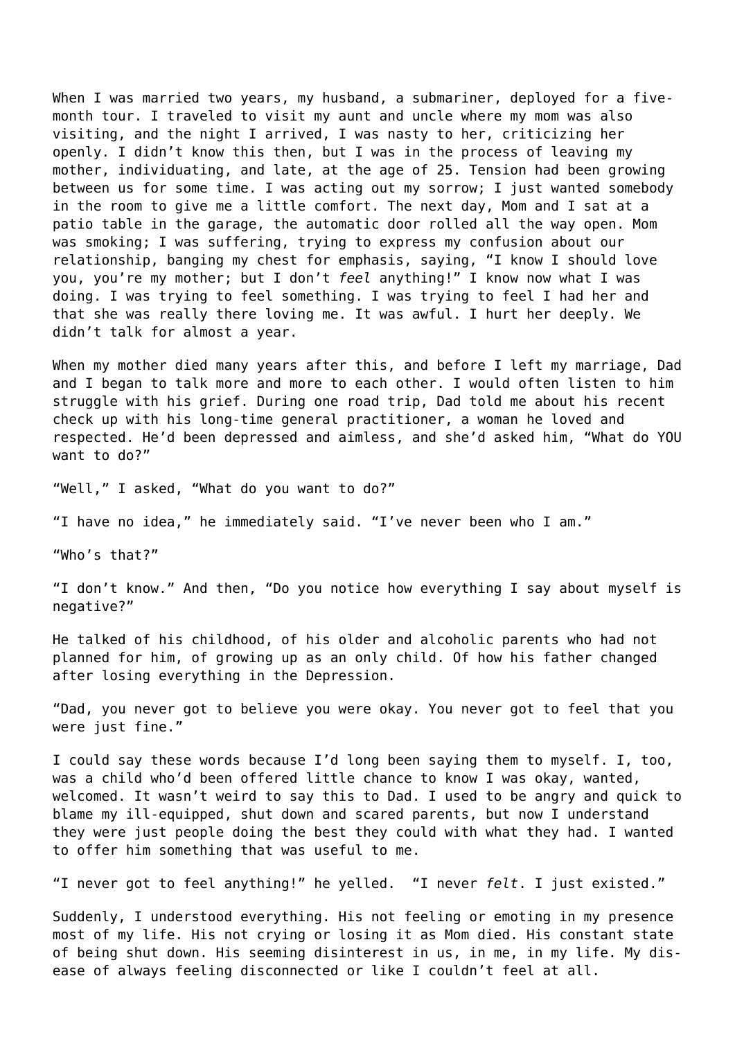When I was married two years, my husband, a submariner, deployed for a five-month tour. I traveled to visit my aunt and uncle where my mom was also visiting, and the night I arrived, I was nasty to her, criticizing her openly. I didn't know this then, but I was in the process of leaving my mother, individuating, and late, at the age of 25. Tension had been growing between us for some time. I was acting out my sorrow; I just wanted somebody in the room to give me a little comfort. The next day, Mom and I sat at a patio table in the garage, the automatic door rolled all the way open. Mom was smoking; I was suffering, trying to express my confusion about our relationship, banging my chest for emphasis, saying, "I know I should love you, you're my mother; but I don't *feel* anything!" I know now what I was doing. I was trying to feel something. I was trying to feel I had her and that she was really there loving me. It was awful. I hurt her deeply. We didn't talk for almost a year.

When my mother died many years after this, and before I left my marriage, Dad and I began to talk more and more to each other. I would often listen to him struggle with his grief. During one road trip, Dad told me about his recent check up with his long-time general practitioner, a woman he loved and respected. He'd been depressed and aimless, and she'd asked him, "What do YOU want to do?"

"Well," I asked, "What do you want to do?"

"I have no idea," he immediately said. "I've never been who I am."

"Who's that?"

"I don't know." And then, "Do you notice how everything I say about myself is negative?"

He talked of his childhood, of his older and alcoholic parents who had not planned for him, of growing up as an only child. Of how his father changed after losing everything in the Depression.

"Dad, you never got to believe you were okay. You never got to feel that you were just fine."

I could say these words because I'd long been saying them to myself. I, too, was a child who'd been offered little chance to know I was okay, wanted, welcomed. It wasn't weird to say this to Dad. I used to be angry and quick to blame my ill-equipped, shut down and scared parents, but now I understand they were just people doing the best they could with what they had. I wanted to offer him something that was useful to me.

"I never got to feel anything!" he yelled. "I never *felt*. I just existed."

Suddenly, I understood everything. His not feeling or emoting in my presence most of my life. His not crying or losing it as Mom died. His constant state of being shut down. His seeming disinterest in us, in me, in my life. My dis-ease of always feeling disconnected or like I couldn't feel at all.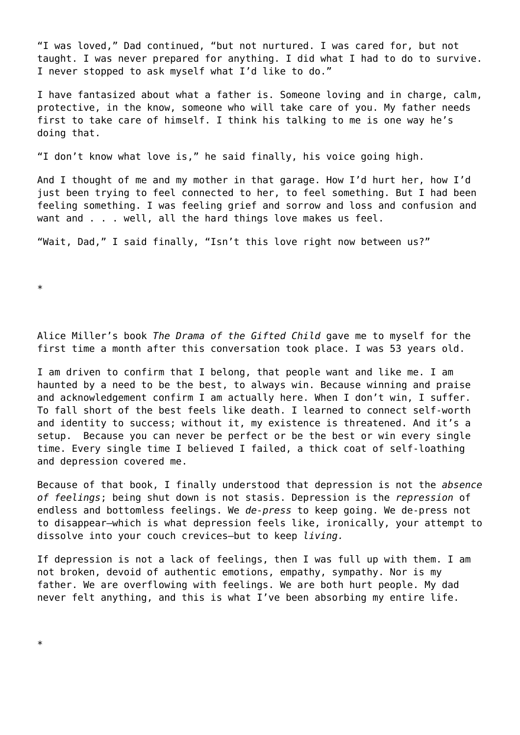"I was loved," Dad continued, "but not nurtured. I was cared for, but not taught. I was never prepared for anything. I did what I had to do to survive. I never stopped to ask myself what I'd like to do."

I have fantasized about what a father is. Someone loving and in charge, calm, protective, in the know, someone who will take care of you. My father needs first to take care of himself. I think his talking to me is one way he's doing that.

"I don't know what love is," he said finally, his voice going high.

And I thought of me and my mother in that garage. How I'd hurt her, how I'd just been trying to feel connected to her, to feel something. But I had been feeling something. I was feeling grief and sorrow and loss and confusion and want and . . . well, all the hard things love makes us feel.

"Wait, Dad," I said finally, "Isn't this love right now between us?"

*

Alice Miller's book *The Drama of the Gifted Child* gave me to myself for the first time a month after this conversation took place. I was 53 years old.

I am driven to confirm that I belong, that people want and like me. I am haunted by a need to be the best, to always win. Because winning and praise and acknowledgement confirm I am actually here. When I don't win, I suffer. To fall short of the best feels like death. I learned to connect self-worth and identity to success; without it, my existence is threatened. And it's a setup. Because you can never be perfect or be the best or win every single time. Every single time I believed I failed, a thick coat of self-loathing and depression covered me.

Because of that book, I finally understood that depression is not the *absence of feelings*; being shut down is not stasis. Depression is the *repression* of endless and bottomless feelings. We *de-press* to keep going. We de-press not to disappear—which is what depression feels like, ironically, your attempt to dissolve into your couch crevices—but to keep *living.*

If depression is not a lack of feelings, then I was full up with them. I am not broken, devoid of authentic emotions, empathy, sympathy. Nor is my father. We are overflowing with feelings. We are both hurt people. My dad never felt anything, and this is what I've been absorbing my entire life.

*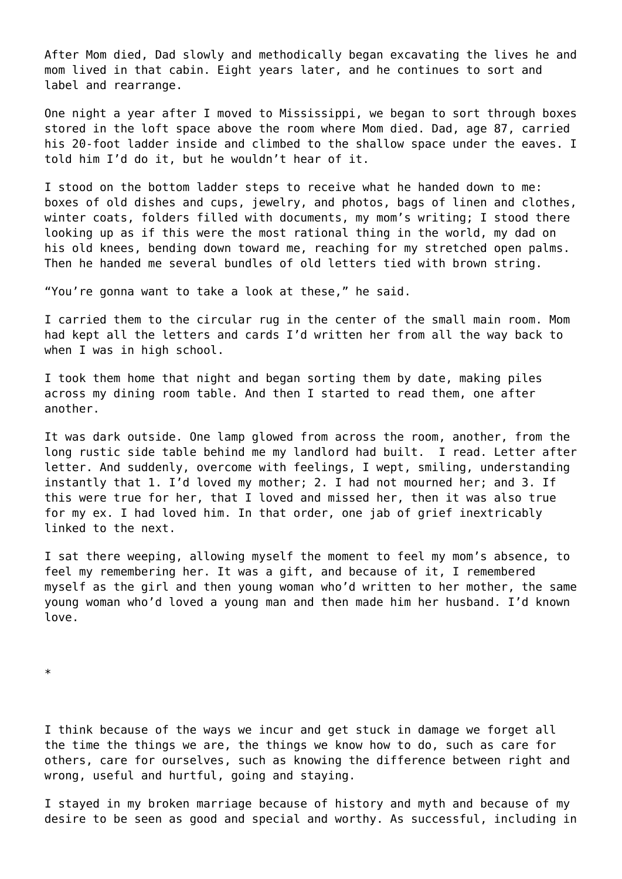After Mom died, Dad slowly and methodically began excavating the lives he and mom lived in that cabin. Eight years later, and he continues to sort and label and rearrange.

One night a year after I moved to Mississippi, we began to sort through boxes stored in the loft space above the room where Mom died. Dad, age 87, carried his 20-foot ladder inside and climbed to the shallow space under the eaves. I told him I'd do it, but he wouldn't hear of it.

I stood on the bottom ladder steps to receive what he handed down to me: boxes of old dishes and cups, jewelry, and photos, bags of linen and clothes, winter coats, folders filled with documents, my mom's writing; I stood there looking up as if this were the most rational thing in the world, my dad on his old knees, bending down toward me, reaching for my stretched open palms. Then he handed me several bundles of old letters tied with brown string.

"You're gonna want to take a look at these," he said.

I carried them to the circular rug in the center of the small main room. Mom had kept all the letters and cards I'd written her from all the way back to when I was in high school.

I took them home that night and began sorting them by date, making piles across my dining room table. And then I started to read them, one after another.

It was dark outside. One lamp glowed from across the room, another, from the long rustic side table behind me my landlord had built. I read. Letter after letter. And suddenly, overcome with feelings, I wept, smiling, understanding instantly that 1. I'd loved my mother; 2. I had not mourned her; and 3. If this were true for her, that I loved and missed her, then it was also true for my ex. I had loved him. In that order, one jab of grief inextricably linked to the next.

I sat there weeping, allowing myself the moment to feel my mom's absence, to feel my remembering her. It was a gift, and because of it, I remembered myself as the girl and then young woman who'd written to her mother, the same young woman who'd loved a young man and then made him her husband. I'd known love.

*

I think because of the ways we incur and get stuck in damage we forget all the time the things we are, the things we know how to do, such as care for others, care for ourselves, such as knowing the difference between right and wrong, useful and hurtful, going and staying.

I stayed in my broken marriage because of history and myth and because of my desire to be seen as good and special and worthy. As successful, including in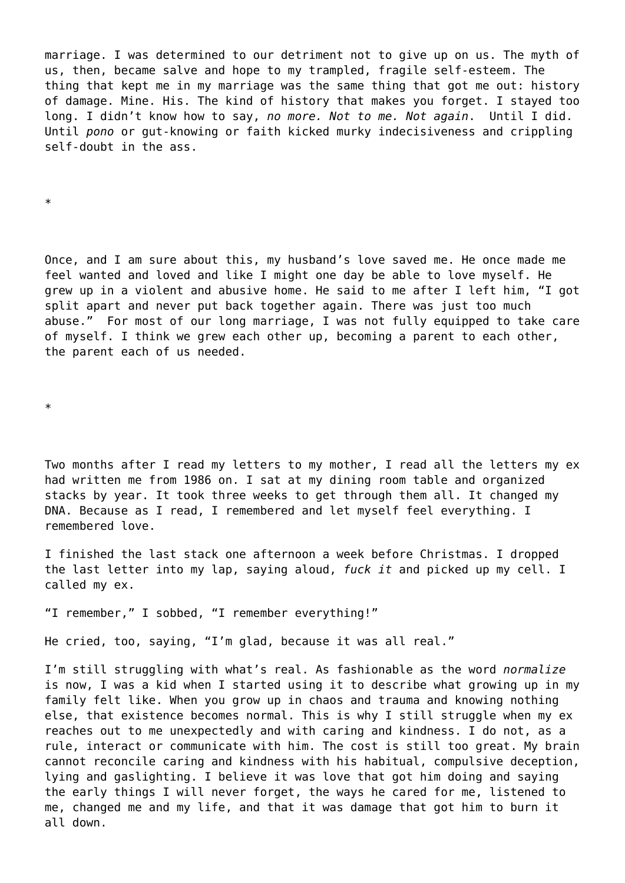marriage. I was determined to our detriment not to give up on us. The myth of us, then, became salve and hope to my trampled, fragile self-esteem. The thing that kept me in my marriage was the same thing that got me out: history of damage. Mine. His. The kind of history that makes you forget. I stayed too long. I didn't know how to say, *no more. Not to me. Not again*. Until I did. Until *pono* or gut-knowing or faith kicked murky indecisiveness and crippling self-doubt in the ass.

*

Once, and I am sure about this, my husband's love saved me. He once made me feel wanted and loved and like I might one day be able to love myself. He grew up in a violent and abusive home. He said to me after I left him, "I got split apart and never put back together again. There was just too much abuse." For most of our long marriage, I was not fully equipped to take care of myself. I think we grew each other up, becoming a parent to each other, the parent each of us needed.

*

Two months after I read my letters to my mother, I read all the letters my ex had written me from 1986 on. I sat at my dining room table and organized stacks by year. It took three weeks to get through them all. It changed my DNA. Because as I read, I remembered and let myself feel everything. I remembered love.

I finished the last stack one afternoon a week before Christmas. I dropped the last letter into my lap, saying aloud, *fuck it* and picked up my cell. I called my ex.

"I remember," I sobbed, "I remember everything!"

He cried, too, saying, "I'm glad, because it was all real."

I'm still struggling with what's real. As fashionable as the word *normalize* is now, I was a kid when I started using it to describe what growing up in my family felt like. When you grow up in chaos and trauma and knowing nothing else, that existence becomes normal. This is why I still struggle when my ex reaches out to me unexpectedly and with caring and kindness. I do not, as a rule, interact or communicate with him. The cost is still too great. My brain cannot reconcile caring and kindness with his habitual, compulsive deception, lying and gaslighting. I believe it was love that got him doing and saying the early things I will never forget, the ways he cared for me, listened to me, changed me and my life, and that it was damage that got him to burn it all down.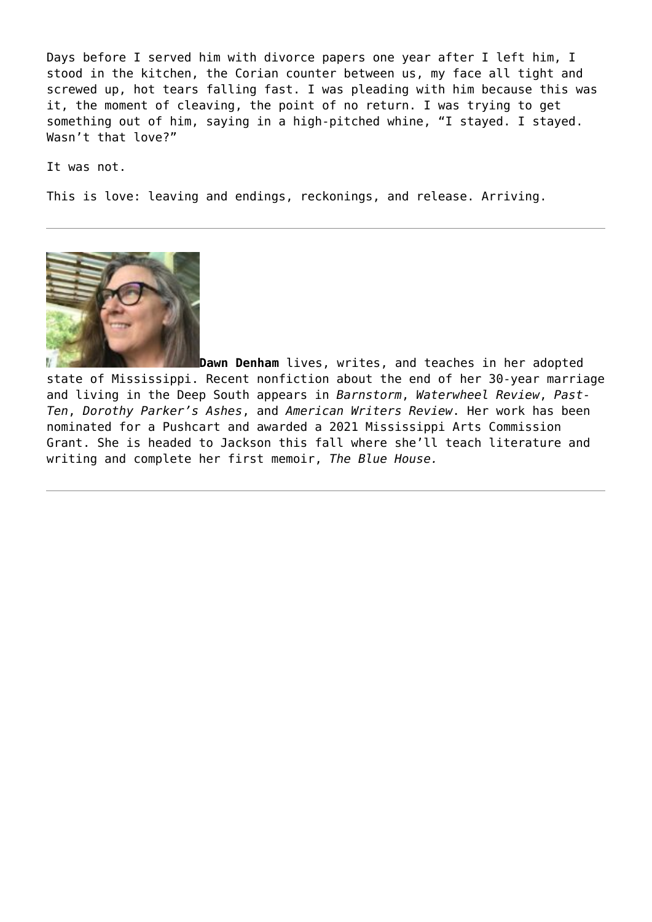Days before I served him with divorce papers one year after I left him, I stood in the kitchen, the Corian counter between us, my face all tight and screwed up, hot tears falling fast. I was pleading with him because this was it, the moment of cleaving, the point of no return. I was trying to get something out of him, saying in a high-pitched whine, "I stayed. I stayed. Wasn't that love?"

It was not.

This is love: leaving and endings, reckonings, and release. Arriving.

---

**Dawn Denham** lives, writes, and teaches in her adopted state of Mississippi. Recent nonfiction about the end of her 30-year marriage and living in the Deep South appears in *Barnstorm*, *Waterwheel Review*, *Past-Ten*, *Dorothy Parker's Ashes*, and *American Writers Review*. Her work has been nominated for a Pushcart and awarded a 2021 Mississippi Arts Commission Grant. She is headed to Jackson this fall where she'll teach literature and writing and complete her first memoir, *The Blue House.*

---